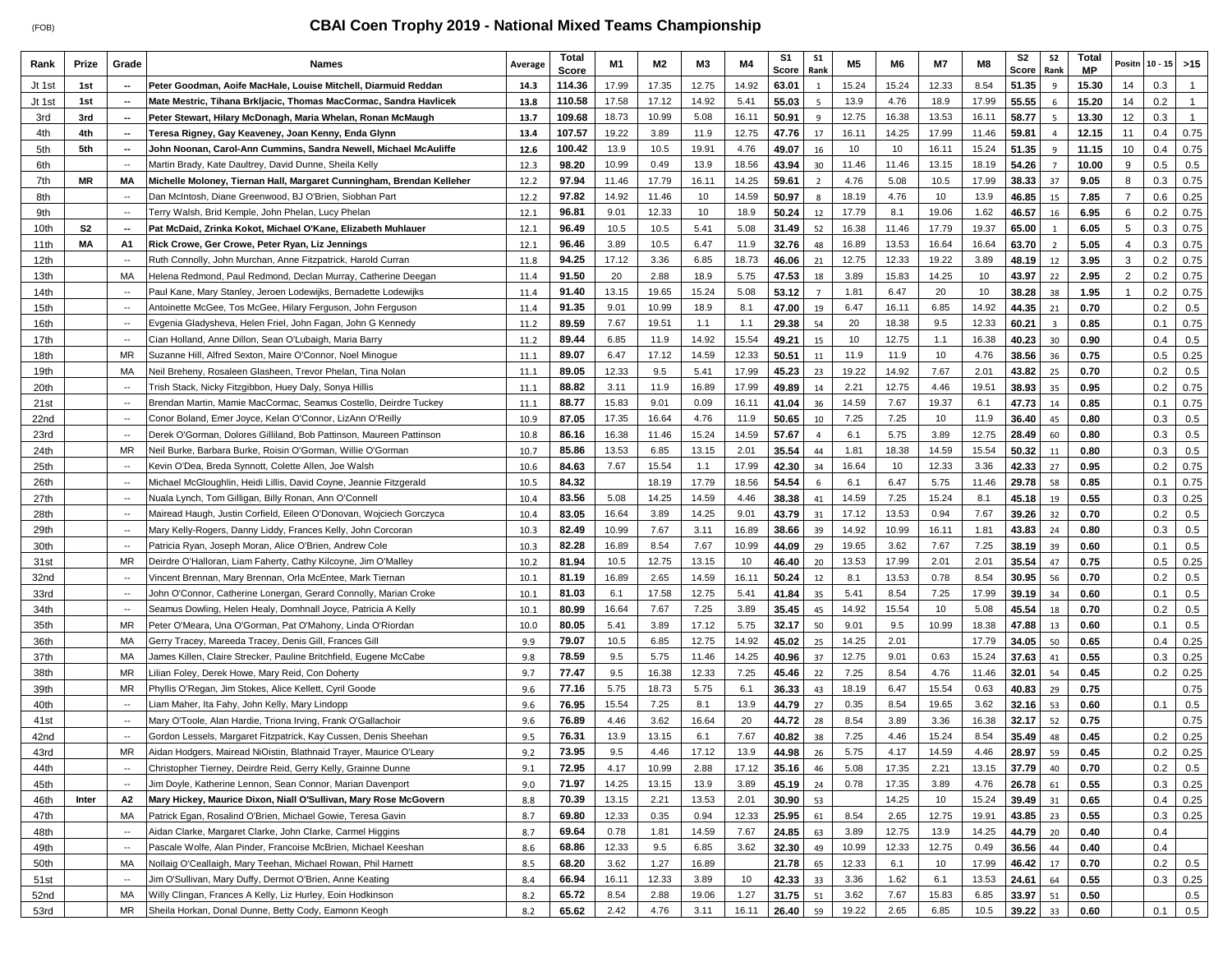(FOB)

# CBAI Coen Trophy 2019 - National Mixed Teams Championship

| Rank | Prize | Grade | Names | Average | Total Score | M1 | M2 | M3 | M4 | S1 Score | S1 Rank | M5 | M6 | M7 | M8 | S2 Score | S2 Rank | Total MP | Positn | 10 - 15 | >15 |
|---|---|---|---|---|---|---|---|---|---|---|---|---|---|---|---|---|---|---|---|---|---|
| Jt 1st | **1st** | **--** | **Peter Goodman, Aoife MacHale, Louise Mitchell, Diarmuid Reddan** | **14.3** | **114.36** | 17.99 | 17.35 | 12.75 | 14.92 | **63.01** | 1 | 15.24 | 15.24 | 12.33 | 8.54 | **51.35** | 9 | **15.30** | 14 | 0.3 | 1 |
| Jt 1st | **1st** | **--** | **Mate Mestric, Tihana Brkljacic, Thomas MacCormac, Sandra Havlicek** | **13.8** | **110.58** | 17.58 | 17.12 | 14.92 | 5.41 | **55.03** | 5 | 13.9 | 4.76 | 18.9 | 17.99 | **55.55** | 6 | **15.20** | 14 | 0.2 | 1 |
| 3rd | **3rd** | **--** | **Peter Stewart, Hilary McDonagh, Maria Whelan, Ronan McMaugh** | **13.7** | **109.68** | 18.73 | 10.99 | 5.08 | 16.11 | **50.91** | 9 | 12.75 | 16.38 | 13.53 | 16.11 | **58.77** | 5 | **13.30** | 12 | 0.3 | 1 |
| 4th | **4th** | **--** | **Teresa Rigney, Gay Keaveney, Joan Kenny, Enda Glynn** | **13.4** | **107.57** | 19.22 | 3.89 | 11.9 | 12.75 | **47.76** | 17 | 16.11 | 14.25 | 17.99 | 11.46 | **59.81** | 4 | **12.15** | 11 | 0.4 | 0.75 |
| 5th | **5th** | **--** | **John Noonan, Carol-Ann Cummins, Sandra Newell, Michael McAuliffe** | **12.6** | **100.42** | 13.9 | 10.5 | 19.91 | 4.76 | **49.07** | 16 | 10 | 10 | 16.11 | 15.24 | **51.35** | 9 | **11.15** | 10 | 0.4 | 0.75 |
| 6th | | -- | Martin Brady, Kate Daultrey, David Dunne, Sheila Kelly | 12.3 | **98.20** | 10.99 | 0.49 | 13.9 | 18.56 | **43.94** | 30 | 11.46 | 11.46 | 13.15 | 18.19 | **54.26** | 7 | **10.00** | 9 | 0.5 | 0.5 |
| 7th | **MR** | **MA** | **Michelle Moloney, Tiernan Hall, Margaret Cunningham, Brendan Kelleher** | 12.2 | **97.94** | 11.46 | 17.79 | 16.11 | 14.25 | **59.61** | 2 | 4.76 | 5.08 | 10.5 | 17.99 | **38.33** | 37 | **9.05** | 8 | 0.3 | 0.75 |
| 8th | | -- | Dan McIntosh, Diane Greenwood, BJ O'Brien, Siobhan Part | 12.2 | **97.82** | 14.92 | 11.46 | 10 | 14.59 | **50.97** | 8 | 18.19 | 4.76 | 10 | 13.9 | **46.85** | 15 | **7.85** | 7 | 0.6 | 0.25 |
| 9th | | -- | Terry Walsh, Brid Kemple, John Phelan, Lucy Phelan | 12.1 | **96.81** | 9.01 | 12.33 | 10 | 18.9 | **50.24** | 12 | 17.79 | 8.1 | 19.06 | 1.62 | **46.57** | 16 | **6.95** | 6 | 0.2 | 0.75 |
| 10th | **S2** | **--** | **Pat McDaid, Zrinka Kokot, Michael O'Kane, Elizabeth Muhlauer** | 12.1 | **96.49** | 10.5 | 10.5 | 5.41 | 5.08 | **31.49** | 52 | 16.38 | 11.46 | 17.79 | 19.37 | **65.00** | 1 | **6.05** | 5 | 0.3 | 0.75 |
| 11th | **MA** | **A1** | **Rick Crowe, Ger Crowe, Peter Ryan, Liz Jennings** | 12.1 | **96.46** | 3.89 | 10.5 | 6.47 | 11.9 | **32.76** | 48 | 16.89 | 13.53 | 16.64 | 16.64 | **63.70** | 2 | **5.05** | 4 | 0.3 | 0.75 |
| 12th | | -- | Ruth Connolly, John Murchan, Anne Fitzpatrick, Harold Curran | 11.8 | **94.25** | 17.12 | 3.36 | 6.85 | 18.73 | **46.06** | 21 | 12.75 | 12.33 | 19.22 | 3.89 | **48.19** | 12 | **3.95** | 3 | 0.2 | 0.75 |
| 13th | | MA | Helena Redmond, Paul Redmond, Declan Murray, Catherine Deegan | 11.4 | **91.50** | 20 | 2.88 | 18.9 | 5.75 | **47.53** | 18 | 3.89 | 15.83 | 14.25 | 10 | **43.97** | 22 | **2.95** | 2 | 0.2 | 0.75 |
| 14th | | -- | Paul Kane, Mary Stanley, Jeroen Lodewijks, Bernadette Lodewijks | 11.4 | **91.40** | 13.15 | 19.65 | 15.24 | 5.08 | **53.12** | 7 | 1.81 | 6.47 | 20 | 10 | **38.28** | 38 | **1.95** | 1 | 0.2 | 0.75 |
| 15th | | -- | Antoinette McGee, Tos McGee, Hilary Ferguson, John Ferguson | 11.4 | **91.35** | 9.01 | 10.99 | 18.9 | 8.1 | **47.00** | 19 | 6.47 | 16.11 | 6.85 | 14.92 | **44.35** | 21 | **0.70** | | 0.2 | 0.5 |
| 16th | | -- | Evgenia Gladysheva, Helen Friel, John Fagan, John G Kennedy | 11.2 | **89.59** | 7.67 | 19.51 | 1.1 | 1.1 | **29.38** | 54 | 20 | 18.38 | 9.5 | 12.33 | **60.21** | 3 | **0.85** | | 0.1 | 0.75 |
| 17th | | -- | Cian Holland, Anne Dillon, Sean O'Lubaigh, Maria Barry | 11.2 | **89.44** | 6.85 | 11.9 | 14.92 | 15.54 | **49.21** | 15 | 10 | 12.75 | 1.1 | 16.38 | **40.23** | 30 | **0.90** | | 0.4 | 0.5 |
| 18th | | MR | Suzanne Hill, Alfred Sexton, Maire O'Connor, Noel Minogue | 11.1 | **89.07** | 6.47 | 17.12 | 14.59 | 12.33 | **50.51** | 11 | 11.9 | 11.9 | 10 | 4.76 | **38.56** | 36 | **0.75** | | 0.5 | 0.25 |
| 19th | | MA | Neil Breheny, Rosaleen Glasheen, Trevor Phelan, Tina Nolan | 11.1 | **89.05** | 12.33 | 9.5 | 5.41 | 17.99 | **45.23** | 23 | 19.22 | 14.92 | 7.67 | 2.01 | **43.82** | 25 | **0.70** | | 0.2 | 0.5 |
| 20th | | -- | Trish Stack, Nicky Fitzgibbon, Huey Daly, Sonya Hillis | 11.1 | **88.82** | 3.11 | 11.9 | 16.89 | 17.99 | **49.89** | 14 | 2.21 | 12.75 | 4.46 | 19.51 | **38.93** | 35 | **0.95** | | 0.2 | 0.75 |
| 21st | | -- | Brendan Martin, Mamie MacCormac, Seamus Costello, Deirdre Tuckey | 11.1 | **88.77** | 15.83 | 9.01 | 0.09 | 16.11 | **41.04** | 36 | 14.59 | 7.67 | 19.37 | 6.1 | **47.73** | 14 | **0.85** | | 0.1 | 0.75 |
| 22nd | | -- | Conor Boland, Emer Joyce, Kelan O'Connor, LizAnn O'Reilly | 10.9 | **87.05** | 17.35 | 16.64 | 4.76 | 11.9 | **50.65** | 10 | 7.25 | 7.25 | 10 | 11.9 | **36.40** | 45 | **0.80** | | 0.3 | 0.5 |
| 23rd | | -- | Derek O'Gorman, Dolores Gilliland, Bob Pattinson, Maureen Pattinson | 10.8 | **86.16** | 16.38 | 11.46 | 15.24 | 14.59 | **57.67** | 4 | 6.1 | 5.75 | 3.89 | 12.75 | **28.49** | 60 | **0.80** | | 0.3 | 0.5 |
| 24th | | MR | Neil Burke, Barbara Burke, Roisin O'Gorman, Willie O'Gorman | 10.7 | **85.86** | 13.53 | 6.85 | 13.15 | 2.01 | **35.54** | 44 | 1.81 | 18.38 | 14.59 | 15.54 | **50.32** | 11 | **0.80** | | 0.3 | 0.5 |
| 25th | | -- | Kevin O'Dea, Breda Synnott, Colette Allen, Joe Walsh | 10.6 | **84.63** | 7.67 | 15.54 | 1.1 | 17.99 | **42.30** | 34 | 16.64 | 10 | 12.33 | 3.36 | **42.33** | 27 | **0.95** | | 0.2 | 0.75 |
| 26th | | -- | Michael McGloughlin, Heidi Lillis, David Coyne, Jeannie Fitzgerald | 10.5 | **84.32** | | 18.19 | 17.79 | 18.56 | **54.54** | 6 | 6.1 | 6.47 | 5.75 | 11.46 | **29.78** | 58 | **0.85** | | 0.1 | 0.75 |
| 27th | | -- | Nuala Lynch, Tom Gilligan, Billy Ronan, Ann O'Connell | 10.4 | **83.56** | 5.08 | 14.25 | 14.59 | 4.46 | **38.38** | 41 | 14.59 | 7.25 | 15.24 | 8.1 | **45.18** | 19 | **0.55** | | 0.3 | 0.25 |
| 28th | | -- | Mairead Haugh, Justin Corfield, Eileen O'Donovan, Wojciech Gorczyca | 10.4 | **83.05** | 16.64 | 3.89 | 14.25 | 9.01 | **43.79** | 31 | 17.12 | 13.53 | 0.94 | 7.67 | **39.26** | 32 | **0.70** | | 0.2 | 0.5 |
| 29th | | -- | Mary Kelly-Rogers, Danny Liddy, Frances Kelly, John Corcoran | 10.3 | **82.49** | 10.99 | 7.67 | 3.11 | 16.89 | **38.66** | 39 | 14.92 | 10.99 | 16.11 | 1.81 | **43.83** | 24 | **0.80** | | 0.3 | 0.5 |
| 30th | | -- | Patricia Ryan, Joseph Moran, Alice O'Brien, Andrew Cole | 10.3 | **82.28** | 16.89 | 8.54 | 7.67 | 10.99 | **44.09** | 29 | 19.65 | 3.62 | 7.67 | 7.25 | **38.19** | 39 | **0.60** | | 0.1 | 0.5 |
| 31st | | MR | Deirdre O'Halloran, Liam Faherty, Cathy Kilcoyne, Jim O'Malley | 10.2 | **81.94** | 10.5 | 12.75 | 13.15 | 10 | **46.40** | 20 | 13.53 | 17.99 | 2.01 | 2.01 | **35.54** | 47 | **0.75** | | 0.5 | 0.25 |
| 32nd | | -- | Vincent Brennan, Mary Brennan, Orla McEntee, Mark Tiernan | 10.1 | **81.19** | 16.89 | 2.65 | 14.59 | 16.11 | **50.24** | 12 | 8.1 | 13.53 | 0.78 | 8.54 | **30.95** | 56 | **0.70** | | 0.2 | 0.5 |
| 33rd | | -- | John O'Connor, Catherine Lonergan, Gerard Connolly, Marian Croke | 10.1 | **81.03** | 6.1 | 17.58 | 12.75 | 5.41 | **41.84** | 35 | 5.41 | 8.54 | 7.25 | 17.99 | **39.19** | 34 | **0.60** | | 0.1 | 0.5 |
| 34th | | -- | Seamus Dowling, Helen Healy, Domhnall Joyce, Patricia A Kelly | 10.1 | **80.99** | 16.64 | 7.67 | 7.25 | 3.89 | **35.45** | 45 | 14.92 | 15.54 | 10 | 5.08 | **45.54** | 18 | **0.70** | | 0.2 | 0.5 |
| 35th | | MR | Peter O'Meara, Una O'Gorman, Pat O'Mahony, Linda O'Riordan | 10.0 | **80.05** | 5.41 | 3.89 | 17.12 | 5.75 | **32.17** | 50 | 9.01 | 9.5 | 10.99 | 18.38 | **47.88** | 13 | **0.60** | | 0.1 | 0.5 |
| 36th | | MA | Gerry Tracey, Mareeda Tracey, Denis Gill, Frances Gill | 9.9 | **79.07** | 10.5 | 6.85 | 12.75 | 14.92 | **45.02** | 25 | 14.25 | 2.01 | | 17.79 | **34.05** | 50 | **0.65** | | 0.4 | 0.25 |
| 37th | | MA | James Killen, Claire Strecker, Pauline Britchfield, Eugene McCabe | 9.8 | **78.59** | 9.5 | 5.75 | 11.46 | 14.25 | **40.96** | 37 | 12.75 | 9.01 | 0.63 | 15.24 | **37.63** | 41 | **0.55** | | 0.3 | 0.25 |
| 38th | | MR | Lilian Foley, Derek Howe, Mary Reid, Con Doherty | 9.7 | **77.47** | 9.5 | 16.38 | 12.33 | 7.25 | **45.46** | 22 | 7.25 | 8.54 | 4.76 | 11.46 | **32.01** | 54 | **0.45** | | 0.2 | 0.25 |
| 39th | | MR | Phyllis O'Regan, Jim Stokes, Alice Kellett, Cyril Goode | 9.6 | **77.16** | 5.75 | 18.73 | 5.75 | 6.1 | **36.33** | 43 | 18.19 | 6.47 | 15.54 | 0.63 | **40.83** | 29 | **0.75** | | | 0.75 |
| 40th | | -- | Liam Maher, Ita Fahy, John Kelly, Mary Lindopp | 9.6 | **76.95** | 15.54 | 7.25 | 8.1 | 13.9 | **44.79** | 27 | 0.35 | 8.54 | 19.65 | 3.62 | **32.16** | 53 | **0.60** | | 0.1 | 0.5 |
| 41st | | -- | Mary O'Toole, Alan Hardie, Triona Irving, Frank O'Gallachoir | 9.6 | **76.89** | 4.46 | 3.62 | 16.64 | 20 | **44.72** | 28 | 8.54 | 3.89 | 3.36 | 16.38 | **32.17** | 52 | **0.75** | | | 0.75 |
| 42nd | | -- | Gordon Lessels, Margaret Fitzpatrick, Kay Cussen, Denis Sheehan | 9.5 | **76.31** | 13.9 | 13.15 | 6.1 | 7.67 | **40.82** | 38 | 7.25 | 4.46 | 15.24 | 8.54 | **35.49** | 48 | **0.45** | | 0.2 | 0.25 |
| 43rd | | MR | Aidan Hodgers, Mairead NiOistin, Blathnaid Trayer, Maurice O'Leary | 9.2 | **73.95** | 9.5 | 4.46 | 17.12 | 13.9 | **44.98** | 26 | 5.75 | 4.17 | 14.59 | 4.46 | **28.97** | 59 | **0.45** | | 0.2 | 0.25 |
| 44th | | -- | Christopher Tierney, Deirdre Reid, Gerry Kelly, Grainne Dunne | 9.1 | **72.95** | 4.17 | 10.99 | 2.88 | 17.12 | **35.16** | 46 | 5.08 | 17.35 | 2.21 | 13.15 | **37.79** | 40 | **0.70** | | 0.2 | 0.5 |
| 45th | | -- | Jim Doyle, Katherine Lennon, Sean Connor, Marian Davenport | 9.0 | **71.97** | 14.25 | 13.15 | 13.9 | 3.89 | **45.19** | 24 | 0.78 | 17.35 | 3.89 | 4.76 | **26.78** | 61 | **0.55** | | 0.3 | 0.25 |
| 46th | **Inter** | **A2** | **Mary Hickey, Maurice Dixon, Niall O'Sullivan, Mary Rose McGovern** | 8.8 | **70.39** | 13.15 | 2.21 | 13.53 | 2.01 | **30.90** | 53 | | 14.25 | 10 | 15.24 | **39.49** | 31 | **0.65** | | 0.4 | 0.25 |
| 47th | | MA | Patrick Egan, Rosalind O'Brien, Michael Gowie, Teresa Gavin | 8.7 | **69.80** | 12.33 | 0.35 | 0.94 | 12.33 | **25.95** | 61 | 8.54 | 2.65 | 12.75 | 19.91 | **43.85** | 23 | **0.55** | | 0.3 | 0.25 |
| 48th | | -- | Aidan Clarke, Margaret Clarke, John Clarke, Carmel Higgins | 8.7 | **69.64** | 0.78 | 1.81 | 14.59 | 7.67 | **24.85** | 63 | 3.89 | 12.75 | 13.9 | 14.25 | **44.79** | 20 | **0.40** | | 0.4 | |
| 49th | | -- | Pascale Wolfe, Alan Pinder, Francoise McBrien, Michael Keeshan | 8.6 | **68.86** | 12.33 | 9.5 | 6.85 | 3.62 | **32.30** | 49 | 10.99 | 12.33 | 12.75 | 0.49 | **36.56** | 44 | **0.40** | | 0.4 | |
| 50th | | MA | Nollaig O'Ceallaigh, Mary Teehan, Michael Rowan, Phil Harnett | 8.5 | **68.20** | 3.62 | 1.27 | 16.89 | | **21.78** | 65 | 12.33 | 6.1 | 10 | 17.99 | **46.42** | 17 | **0.70** | | 0.2 | 0.5 |
| 51st | | -- | Jim O'Sullivan, Mary Duffy, Dermot O'Brien, Anne Keating | 8.4 | **66.94** | 16.11 | 12.33 | 3.89 | 10 | **42.33** | 33 | 3.36 | 1.62 | 6.1 | 13.53 | **24.61** | 64 | **0.55** | | 0.3 | 0.25 |
| 52nd | | MA | Willy Clingan, Frances A Kelly, Liz Hurley, Eoin Hodkinson | 8.2 | **65.72** | 8.54 | 2.88 | 19.06 | 1.27 | **31.75** | 51 | 3.62 | 7.67 | 15.83 | 6.85 | **33.97** | 51 | **0.50** | | | 0.5 |
| 53rd | | MR | Sheila Horkan, Donal Dunne, Betty Cody, Eamonn Keogh | 8.2 | **65.62** | 2.42 | 4.76 | 3.11 | 16.11 | **26.40** | 59 | 19.22 | 2.65 | 6.85 | 10.5 | **39.22** | 33 | **0.60** | | 0.1 | 0.5 |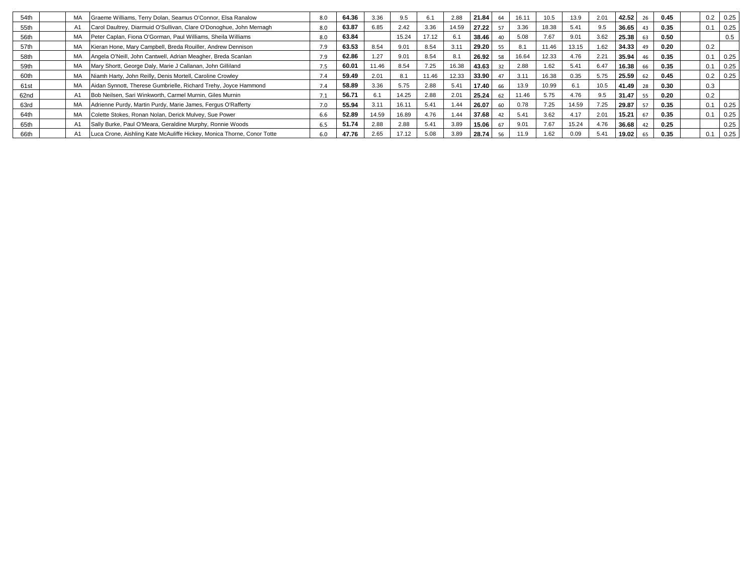| | | | | | | | | | | | | | | | | | | | | | |
|---|---|---|---|---|---|---|---|---|---|---|---|---|---|---|---|---|---|---|---|---|---|
| 54th | | MA | Graeme Williams, Terry Dolan, Seamus O'Connor, Elsa Ranalow | 8.0 | **64.36** | 3.36 | 9.5 | 6.1 | 2.88 | **21.84** | 64 | 16.11 | 10.5 | 13.9 | 2.01 | **42.52** | 26 | **0.45** | | 0.2 | 0.25 |
| 55th | | A1 | Carol Daultrey, Diarmuid O'Sullivan, Clare O'Donoghue, John Mernagh | 8.0 | **63.87** | 6.85 | 2.42 | 3.36 | 14.59 | **27.22** | 57 | 3.36 | 18.38 | 5.41 | 9.5 | **36.65** | 43 | **0.35** | | 0.1 | 0.25 |
| 56th | | MA | Peter Caplan, Fiona O'Gorman, Paul Williams, Sheila Williams | 8.0 | **63.84** | | 15.24 | 17.12 | 6.1 | **38.46** | 40 | 5.08 | 7.67 | 9.01 | 3.62 | **25.38** | 63 | **0.50** | | | 0.5 |
| 57th | | MA | Kieran Hone, Mary Campbell, Breda Rouiller, Andrew Dennison | 7.9 | **63.53** | 8.54 | 9.01 | 8.54 | 3.11 | **29.20** | 55 | 8.1 | 11.46 | 13.15 | 1.62 | **34.33** | 49 | **0.20** | | 0.2 | |
| 58th | | MA | Angela O'Neill, John Cantwell, Adrian Meagher, Breda Scanlan | 7.9 | **62.86** | 1.27 | 9.01 | 8.54 | 8.1 | **26.92** | 58 | 16.64 | 12.33 | 4.76 | 2.21 | **35.94** | 46 | **0.35** | | 0.1 | 0.25 |
| 59th | | MA | Mary Shortt, George Daly, Marie J Callanan, John Gilliland | 7.5 | **60.01** | 11.46 | 8.54 | 7.25 | 16.38 | **43.63** | 32 | 2.88 | 1.62 | 5.41 | 6.47 | **16.38** | 66 | **0.35** | | 0.1 | 0.25 |
| 60th | | MA | Niamh Harty, John Reilly, Denis Mortell, Caroline Crowley | 7.4 | **59.49** | 2.01 | 8.1 | 11.46 | 12.33 | **33.90** | 47 | 3.11 | 16.38 | 0.35 | 5.75 | **25.59** | 62 | **0.45** | | 0.2 | 0.25 |
| 61st | | MA | Aidan Synnott, Therese Gumbrielle, Richard Trehy, Joyce Hammond | 7.4 | **58.89** | 3.36 | 5.75 | 2.88 | 5.41 | **17.40** | 66 | 13.9 | 10.99 | 6.1 | 10.5 | **41.49** | 28 | **0.30** | | 0.3 | |
| 62nd | | A1 | Bob Neilsen, Sari Winkworth, Carmel Murnin, Giles Murnin | 7.1 | **56.71** | 6.1 | 14.25 | 2.88 | 2.01 | **25.24** | 62 | 11.46 | 5.75 | 4.76 | 9.5 | **31.47** | 55 | **0.20** | | 0.2 | |
| 63rd | | MA | Adrienne Purdy, Martin Purdy, Marie James, Fergus O'Rafferty | 7.0 | **55.94** | 3.11 | 16.11 | 5.41 | 1.44 | **26.07** | 60 | 0.78 | 7.25 | 14.59 | 7.25 | **29.87** | 57 | **0.35** | | 0.1 | 0.25 |
| 64th | | MA | Colette Stokes, Ronan Nolan, Derick Mulvey, Sue Power | 6.6 | **52.89** | 14.59 | 16.89 | 4.76 | 1.44 | **37.68** | 42 | 5.41 | 3.62 | 4.17 | 2.01 | **15.21** | 67 | **0.35** | | 0.1 | 0.25 |
| 65th | | A1 | Sally Burke, Paul O'Meara, Geraldine Murphy, Ronnie Woods | 6.5 | **51.74** | 2.88 | 2.88 | 5.41 | 3.89 | **15.06** | 67 | 9.01 | 7.67 | 15.24 | 4.76 | **36.68** | 42 | **0.25** | | | 0.25 |
| 66th | | A1 | Luca Crone, Aishling Kate McAuliffe Hickey, Monica Thorne, Conor Totte | 6.0 | **47.76** | 2.65 | 17.12 | 5.08 | 3.89 | **28.74** | 56 | 11.9 | 1.62 | 0.09 | 5.41 | **19.02** | 65 | **0.35** | | 0.1 | 0.25 |